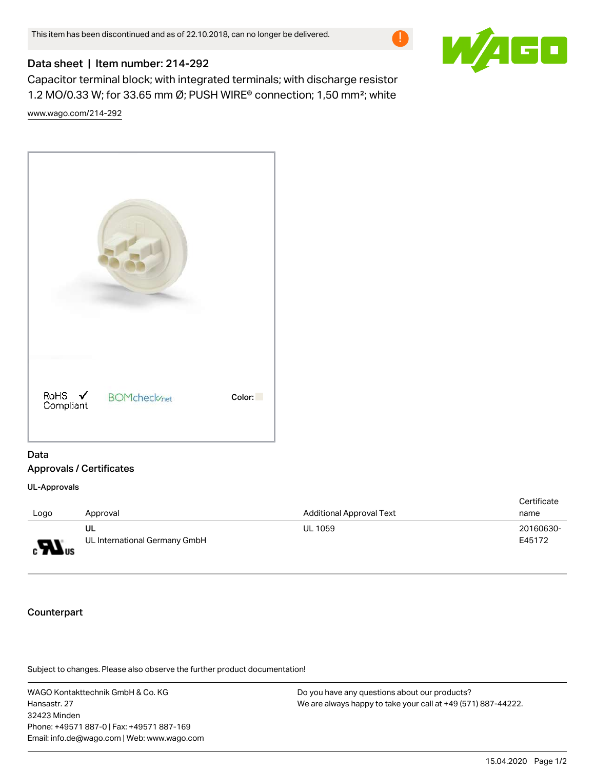This item has been discontinued and as of 22.10.2018, can no longer be delivered.

## Data sheet | Item number: 214-292

Capacitor terminal block; with integrated terminals; with discharge resistor 1.2 MO/0.33 W; for 33.65 mm Ø; PUSH WIRE® connection; 1,50 mm²; white

www.wago.com/214-292

RoHS Compliant

BOMcheck.net

Color:

## Data

### Approvals / Certificates

#### UL-Approvals

| Logo | Approval | Additional Approval Text | Certificate name |
|---|---|---|---|
| | UL<br>UL International Germany GmbH | UL 1059 | 20160630-E45172 |

### Counterpart

Subject to changes. Please also observe the further product documentation!

WAGO Kontakttechnik GmbH & Co. KG
Hansastr. 27
32423 Minden
Phone: +49571 887-0 | Fax: +49571 887-169
Email: info.de@wago.com | Web: www.wago.com

Do you have any questions about our products?
We are always happy to take your call at +49 (571) 887-44222.

15.04.2020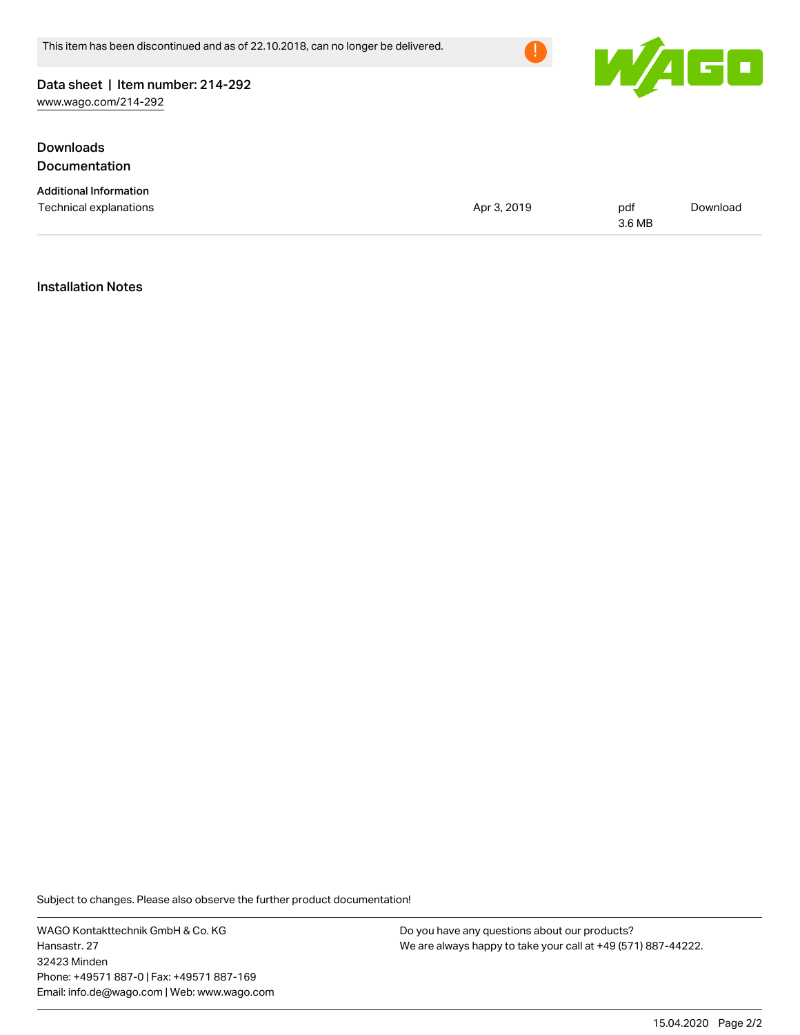This item has been discontinued and as of 22.10.2018, can no longer be delivered.

Data sheet | Item number: 214-292
www.wago.com/214-292

## Downloads

## Documentation

### Additional Information

| | | | |
|---|---|---|---|
| Technical explanations | Apr 3, 2019 | pdf 3.6 MB | Download |

## Installation Notes

Subject to changes. Please also observe the further product documentation!

WAGO Kontakttechnik GmbH & Co. KG
Hansastr. 27
32423 Minden
Phone: +49571 887-0 | Fax: +49571 887-169
Email: info.de@wago.com | Web: www.wago.com

Do you have any questions about our products?
We are always happy to take your call at +49 (571) 887-44222.

15.04.2020